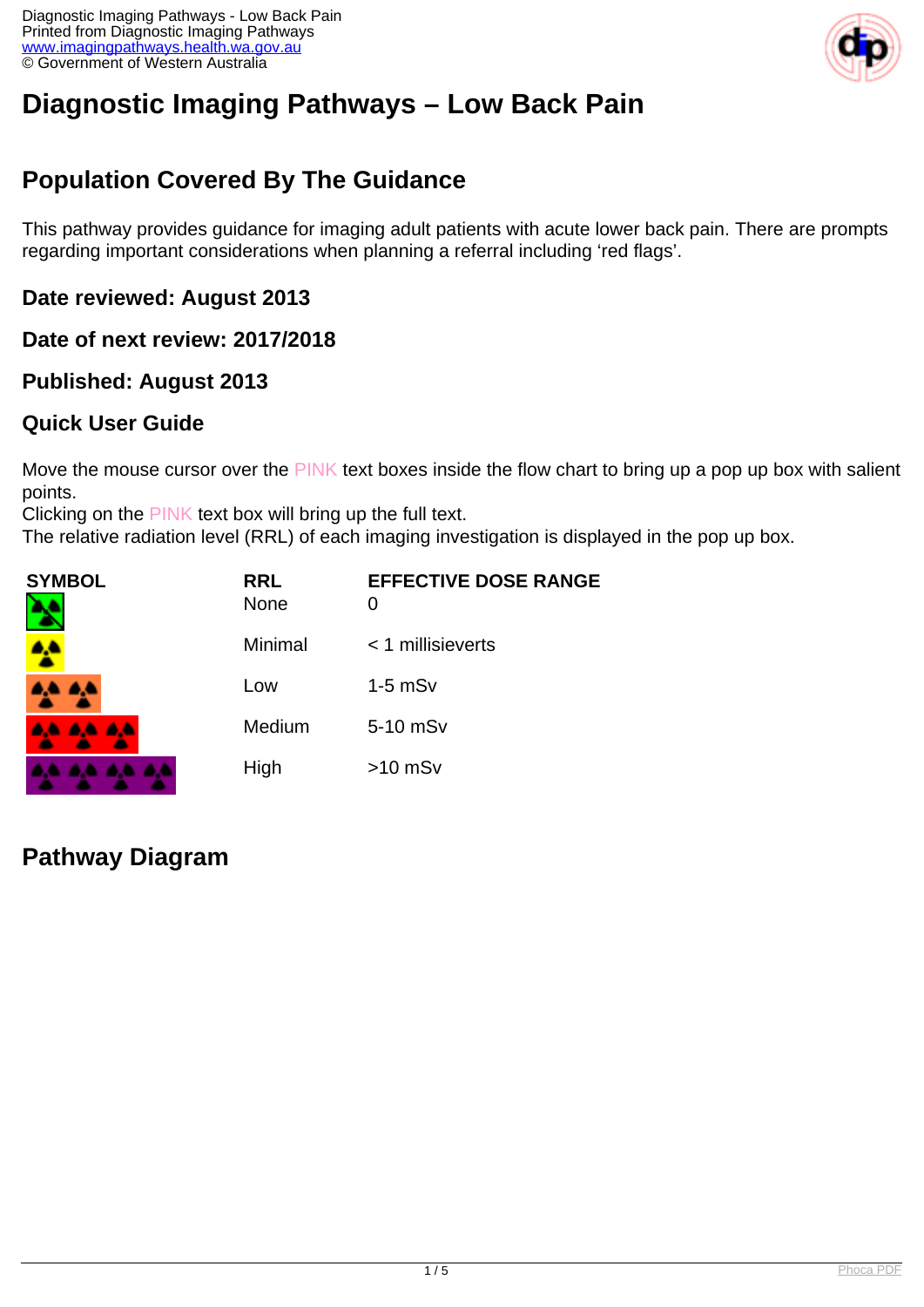# Diagnostic Imaging Pathways – Low Back Pain

## Population Covered By The Guidance

This pathway provides guidance for imaging adult patients with acute lower back pain. There are prompts regarding important considerations when planning a referral including 'red flags'.

### Date reviewed: August 2013

### Date of next review: 2017/2018

### Published: August 2013

### Quick User Guide

Move the mouse cursor over the PINK text boxes inside the flow chart to bring up a pop up box with salient points.
Clicking on the PINK text box will bring up the full text.
The relative radiation level (RRL) of each imaging investigation is displayed in the pop up box.

| SYMBOL | RRL | EFFECTIVE DOSE RANGE |
|---|---|---|
| | None | 0 |
| | Minimal | < 1 millisieverts |
| | Low | 1-5 mSv |
| | Medium | 5-10 mSv |
| | High | >10 mSv |

## Pathway Diagram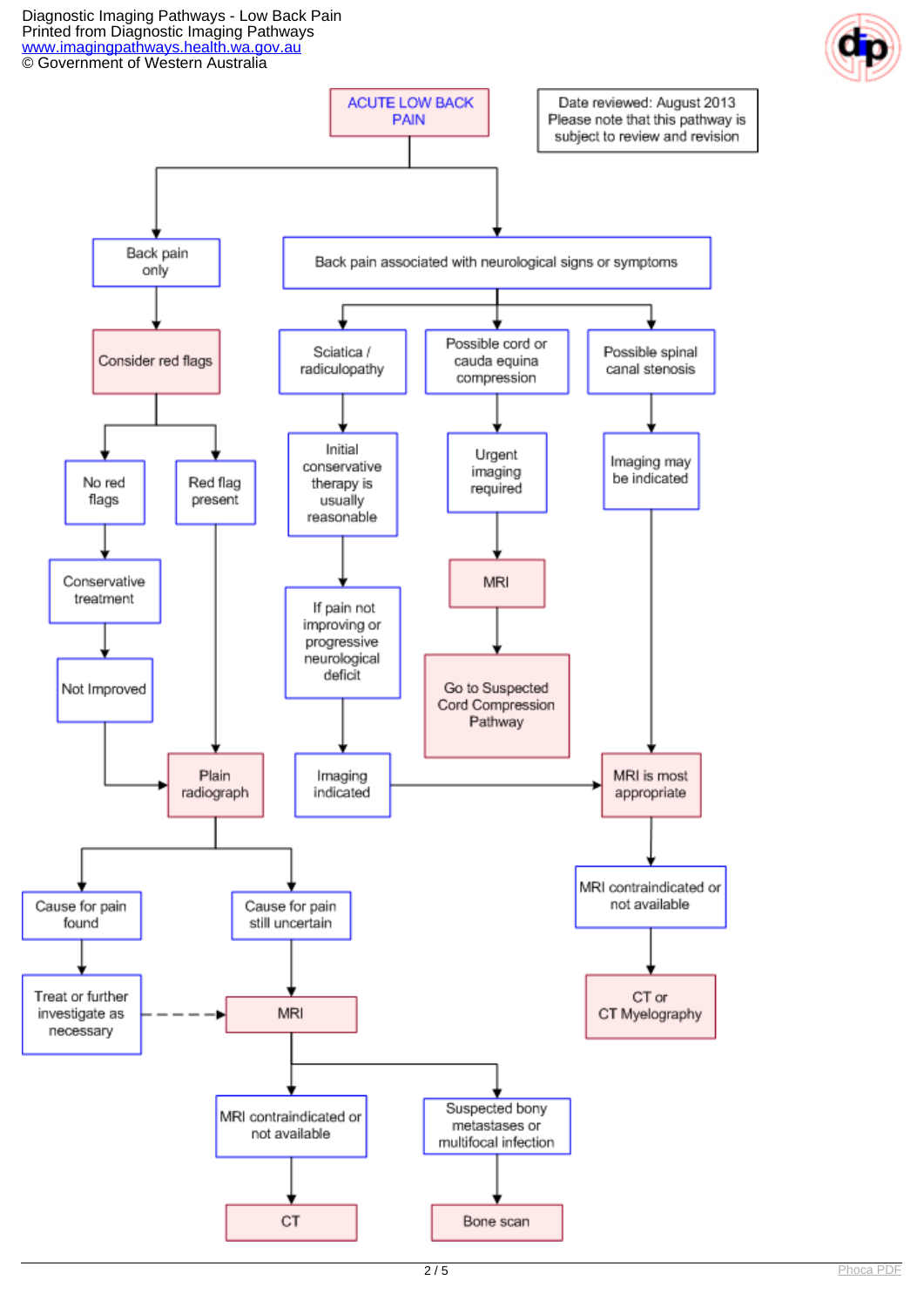Diagnostic Imaging Pathways - Low Back Pain
Printed from Diagnostic Imaging Pathways
www.imagingpathways.health.wa.gov.au
© Government of Western Australia

# ACUTE LOW BACK PAIN

Date reviewed: August 2013
Please note that this pathway is subject to review and revision

- **Back pain only**
  - Consider red flags
    - No red flags
      - Conservative treatment
        - Not Improved → Plain radiograph
    - Red flag present
      - Plain radiograph
        - Cause for pain found
          - Treat or further investigate as necessary - - → MRI
        - Cause for pain still uncertain
          - MRI
            - MRI contraindicated or not available
              - CT
            - Suspected bony metastases or multifocal infection
              - Bone scan
- **Back pain associated with neurological signs or symptoms**
  - Sciatica / radiculopathy
    - Initial conservative therapy is usually reasonable
      - If pain not improving or progressive neurological deficit
        - Imaging indicated → MRI is most appropriate
  - Possible cord or cauda equina compression
    - Urgent imaging required
      - MRI
        - Go to Suspected Cord Compression Pathway
  - Possible spinal canal stenosis
    - Imaging may be indicated
      - MRI is most appropriate
        - MRI contraindicated or not available
          - CT or CT Myelography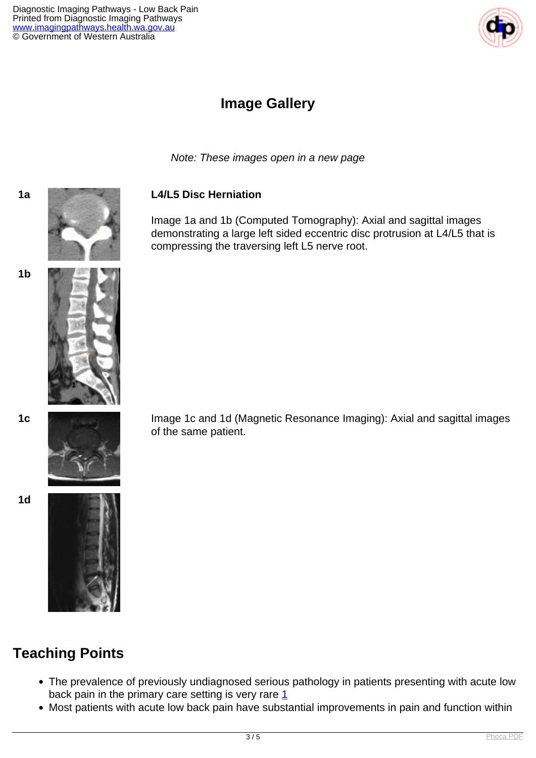# Image Gallery

*Note: These images open in a new page*

**1a**

**1b**

**L4/L5 Disc Herniation**

Image 1a and 1b (Computed Tomography): Axial and sagittal images demonstrating a large left sided eccentric disc protrusion at L4/L5 that is compressing the traversing left L5 nerve root.

**1c**

**1d**

Image 1c and 1d (Magnetic Resonance Imaging): Axial and sagittal images of the same patient.

## Teaching Points

- The prevalence of previously undiagnosed serious pathology in patients presenting with acute low back pain in the primary care setting is very rare 1
- Most patients with acute low back pain have substantial improvements in pain and function within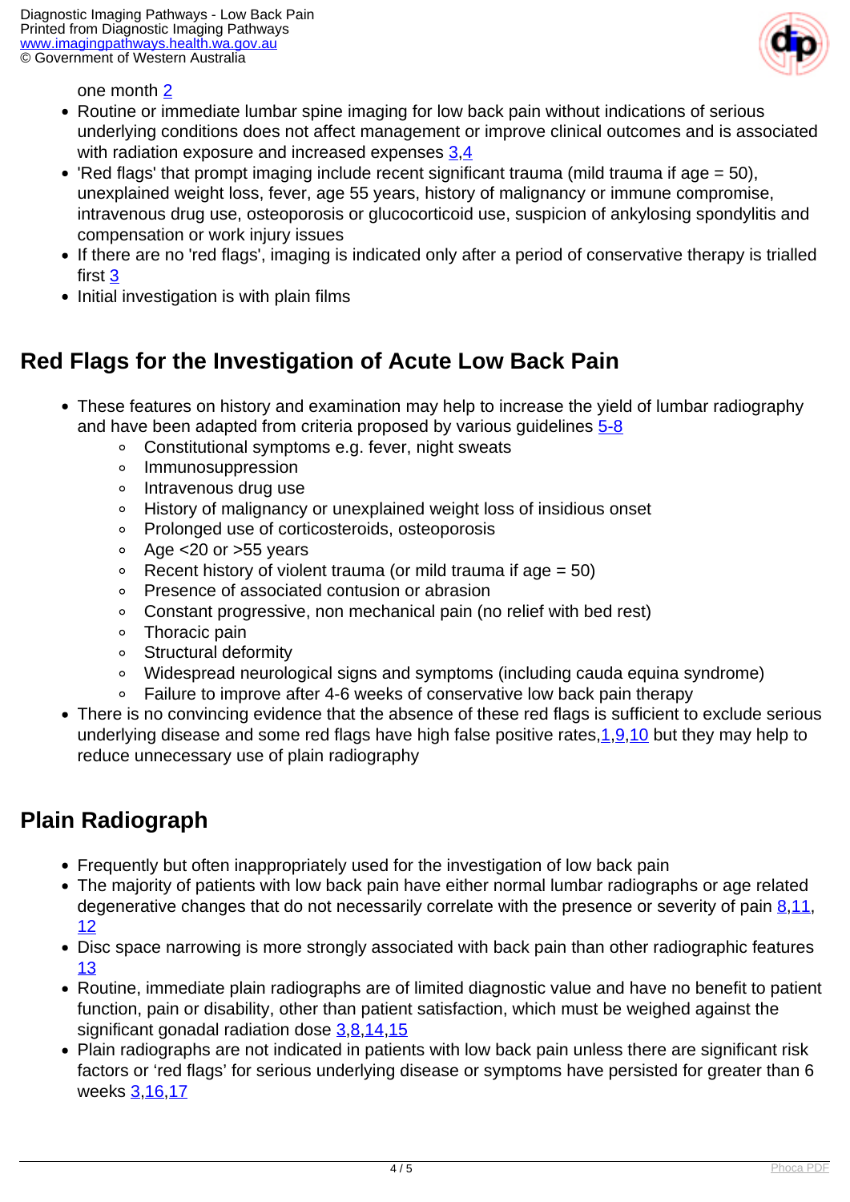one month [2]

- Routine or immediate lumbar spine imaging for low back pain without indications of serious underlying conditions does not affect management or improve clinical outcomes and is associated with radiation exposure and increased expenses [3,4]
- 'Red flags' that prompt imaging include recent significant trauma (mild trauma if age = 50), unexplained weight loss, fever, age 55 years, history of malignancy or immune compromise, intravenous drug use, osteoporosis or glucocorticoid use, suspicion of ankylosing spondylitis and compensation or work injury issues
- If there are no 'red flags', imaging is indicated only after a period of conservative therapy is trialled first [3]
- Initial investigation is with plain films

## Red Flags for the Investigation of Acute Low Back Pain

- These features on history and examination may help to increase the yield of lumbar radiography and have been adapted from criteria proposed by various guidelines [5-8]
  - Constitutional symptoms e.g. fever, night sweats
  - Immunosuppression
  - Intravenous drug use
  - History of malignancy or unexplained weight loss of insidious onset
  - Prolonged use of corticosteroids, osteoporosis
  - Age <20 or >55 years
  - Recent history of violent trauma (or mild trauma if age = 50)
  - Presence of associated contusion or abrasion
  - Constant progressive, non mechanical pain (no relief with bed rest)
  - Thoracic pain
  - Structural deformity
  - Widespread neurological signs and symptoms (including cauda equina syndrome)
  - Failure to improve after 4-6 weeks of conservative low back pain therapy
- There is no convincing evidence that the absence of these red flags is sufficient to exclude serious underlying disease and some red flags have high false positive rates,[1,9,10] but they may help to reduce unnecessary use of plain radiography

## Plain Radiograph

- Frequently but often inappropriately used for the investigation of low back pain
- The majority of patients with low back pain have either normal lumbar radiographs or age related degenerative changes that do not necessarily correlate with the presence or severity of pain [8,11,12]
- Disc space narrowing is more strongly associated with back pain than other radiographic features [13]
- Routine, immediate plain radiographs are of limited diagnostic value and have no benefit to patient function, pain or disability, other than patient satisfaction, which must be weighed against the significant gonadal radiation dose [3,8,14,15]
- Plain radiographs are not indicated in patients with low back pain unless there are significant risk factors or 'red flags' for serious underlying disease or symptoms have persisted for greater than 6 weeks [3,16,17]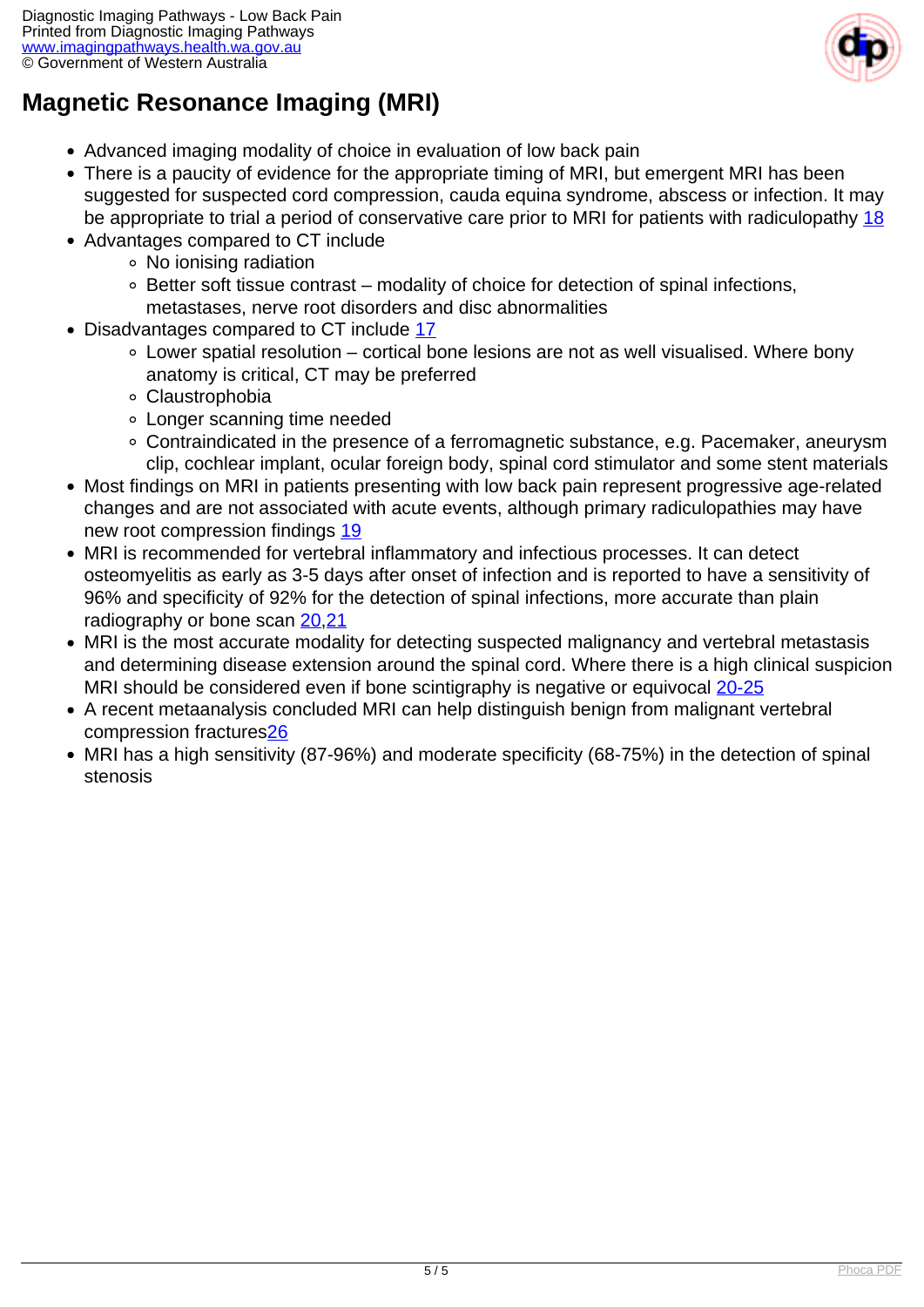## Magnetic Resonance Imaging (MRI)

- Advanced imaging modality of choice in evaluation of low back pain
- There is a paucity of evidence for the appropriate timing of MRI, but emergent MRI has been suggested for suspected cord compression, cauda equina syndrome, abscess or infection. It may be appropriate to trial a period of conservative care prior to MRI for patients with radiculopathy [18]
- Advantages compared to CT include
  - No ionising radiation
  - Better soft tissue contrast – modality of choice for detection of spinal infections, metastases, nerve root disorders and disc abnormalities
- Disadvantages compared to CT include [17]
  - Lower spatial resolution – cortical bone lesions are not as well visualised. Where bony anatomy is critical, CT may be preferred
  - Claustrophobia
  - Longer scanning time needed
  - Contraindicated in the presence of a ferromagnetic substance, e.g. Pacemaker, aneurysm clip, cochlear implant, ocular foreign body, spinal cord stimulator and some stent materials
- Most findings on MRI in patients presenting with low back pain represent progressive age-related changes and are not associated with acute events, although primary radiculopathies may have new root compression findings [19]
- MRI is recommended for vertebral inflammatory and infectious processes. It can detect osteomyelitis as early as 3-5 days after onset of infection and is reported to have a sensitivity of 96% and specificity of 92% for the detection of spinal infections, more accurate than plain radiography or bone scan [20,21]
- MRI is the most accurate modality for detecting suspected malignancy and vertebral metastasis and determining disease extension around the spinal cord. Where there is a high clinical suspicion MRI should be considered even if bone scintigraphy is negative or equivocal [20-25]
- A recent metaanalysis concluded MRI can help distinguish benign from malignant vertebral compression fractures[26]
- MRI has a high sensitivity (87-96%) and moderate specificity (68-75%) in the detection of spinal stenosis